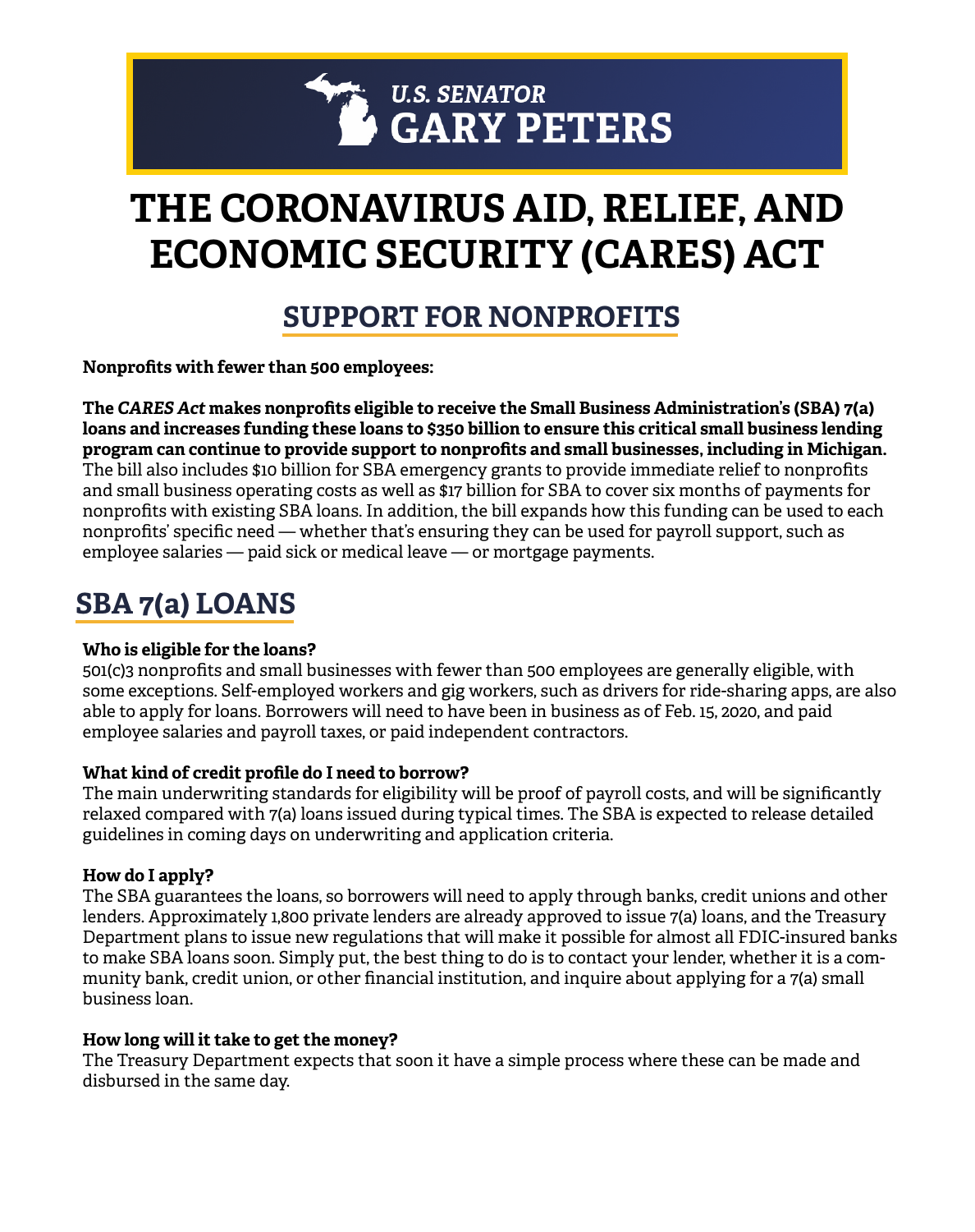**U.S. SENATOR**
**GARY PETERS**

# THE CORONAVIRUS AID, RELIEF, AND ECONOMIC SECURITY (CARES) ACT

## SUPPORT FOR NONPROFITS

**Nonprofits with fewer than 500 employees:**

**The *CARES Act* makes nonprofits eligible to receive the Small Business Administration's (SBA) 7(a) loans and increases funding these loans to $350 billion to ensure this critical small business lending program can continue to provide support to nonprofits and small businesses, including in Michigan.** The bill also includes $10 billion for SBA emergency grants to provide immediate relief to nonprofits and small business operating costs as well as $17 billion for SBA to cover six months of payments for nonprofits with existing SBA loans. In addition, the bill expands how this funding can be used to each nonprofits' specific need — whether that's ensuring they can be used for payroll support, such as employee salaries — paid sick or medical leave — or mortgage payments.

## SBA 7(a) LOANS

**Who is eligible for the loans?**
501(c)3 nonprofits and small businesses with fewer than 500 employees are generally eligible, with some exceptions. Self-employed workers and gig workers, such as drivers for ride-sharing apps, are also able to apply for loans. Borrowers will need to have been in business as of Feb. 15, 2020, and paid employee salaries and payroll taxes, or paid independent contractors.

**What kind of credit profile do I need to borrow?**
The main underwriting standards for eligibility will be proof of payroll costs, and will be significantly relaxed compared with 7(a) loans issued during typical times. The SBA is expected to release detailed guidelines in coming days on underwriting and application criteria.

**How do I apply?**
The SBA guarantees the loans, so borrowers will need to apply through banks, credit unions and other lenders. Approximately 1,800 private lenders are already approved to issue 7(a) loans, and the Treasury Department plans to issue new regulations that will make it possible for almost all FDIC-insured banks to make SBA loans soon. Simply put, the best thing to do is to contact your lender, whether it is a community bank, credit union, or other financial institution, and inquire about applying for a 7(a) small business loan.

**How long will it take to get the money?**
The Treasury Department expects that soon it have a simple process where these can be made and disbursed in the same day.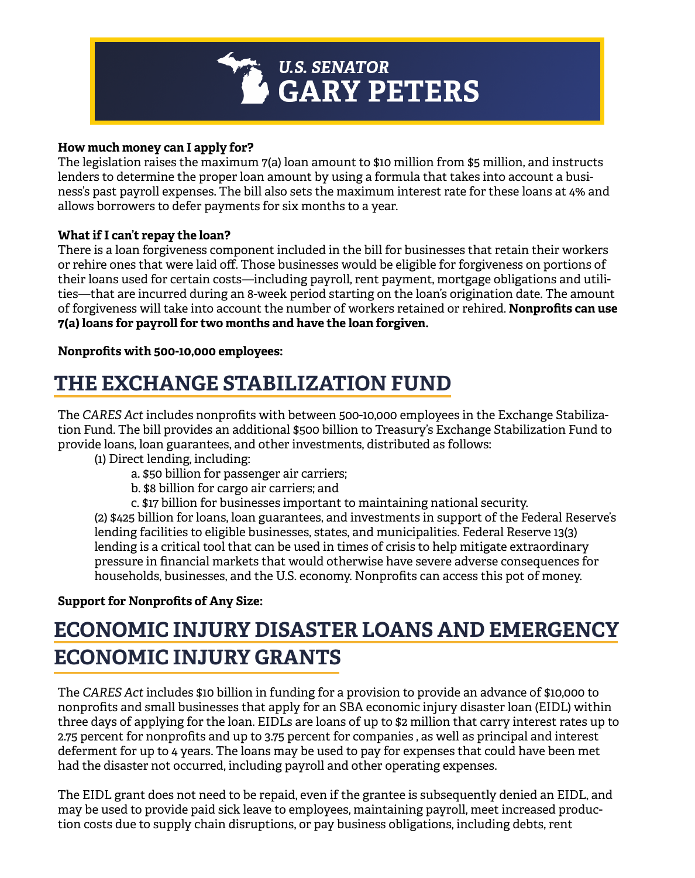**How much money can I apply for?**
The legislation raises the maximum 7(a) loan amount to $10 million from $5 million, and instructs lenders to determine the proper loan amount by using a formula that takes into account a business's past payroll expenses. The bill also sets the maximum interest rate for these loans at 4% and allows borrowers to defer payments for six months to a year.

**What if I can't repay the loan?**
There is a loan forgiveness component included in the bill for businesses that retain their workers or rehire ones that were laid off. Those businesses would be eligible for forgiveness on portions of their loans used for certain costs—including payroll, rent payment, mortgage obligations and utilities—that are incurred during an 8-week period starting on the loan's origination date. The amount of forgiveness will take into account the number of workers retained or rehired. **Nonprofits can use 7(a) loans for payroll for two months and have the loan forgiven.**

**Nonprofits with 500-10,000 employees:**

## THE EXCHANGE STABILIZATION FUND

The *CARES Act* includes nonprofits with between 500-10,000 employees in the Exchange Stabilization Fund. The bill provides an additional $500 billion to Treasury's Exchange Stabilization Fund to provide loans, loan guarantees, and other investments, distributed as follows:

(1) Direct lending, including:
- a. $50 billion for passenger air carriers;
- b. $8 billion for cargo air carriers; and
- c. $17 billion for businesses important to maintaining national security.

(2) $425 billion for loans, loan guarantees, and investments in support of the Federal Reserve's lending facilities to eligible businesses, states, and municipalities. Federal Reserve 13(3) lending is a critical tool that can be used in times of crisis to help mitigate extraordinary pressure in financial markets that would otherwise have severe adverse consequences for households, businesses, and the U.S. economy. Nonprofits can access this pot of money.

**Support for Nonprofits of Any Size:**

## ECONOMIC INJURY DISASTER LOANS AND EMERGENCY ECONOMIC INJURY GRANTS

The *CARES Act* includes $10 billion in funding for a provision to provide an advance of $10,000 to nonprofits and small businesses that apply for an SBA economic injury disaster loan (EIDL) within three days of applying for the loan. EIDLs are loans of up to $2 million that carry interest rates up to 2.75 percent for nonprofits and up to 3.75 percent for companies , as well as principal and interest deferment for up to 4 years. The loans may be used to pay for expenses that could have been met had the disaster not occurred, including payroll and other operating expenses.

The EIDL grant does not need to be repaid, even if the grantee is subsequently denied an EIDL, and may be used to provide paid sick leave to employees, maintaining payroll, meet increased production costs due to supply chain disruptions, or pay business obligations, including debts, rent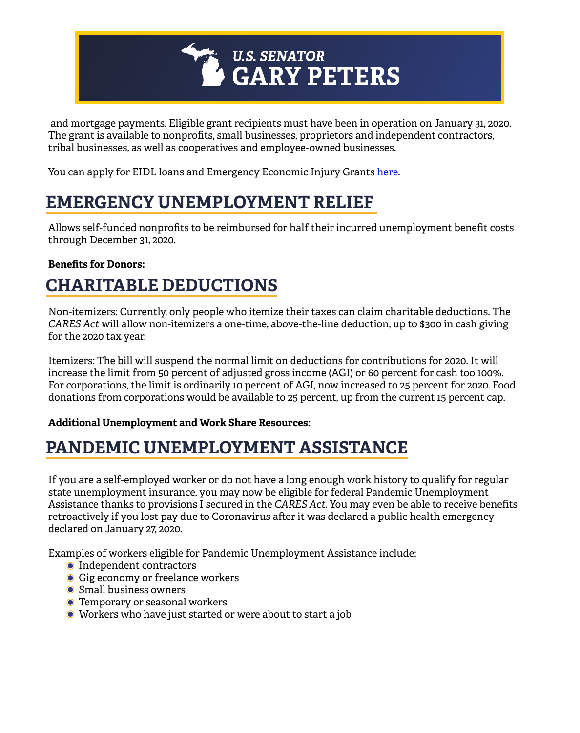and mortgage payments. Eligible grant recipients must have been in operation on January 31, 2020. The grant is available to nonprofits, small businesses, proprietors and independent contractors, tribal businesses, as well as cooperatives and employee-owned businesses.

You can apply for EIDL loans and Emergency Economic Injury Grants here.

## EMERGENCY UNEMPLOYMENT RELIEF

Allows self-funded nonprofits to be reimbursed for half their incurred unemployment benefit costs through December 31, 2020.

**Benefits for Donors:**

## CHARITABLE DEDUCTIONS

Non-itemizers: Currently, only people who itemize their taxes can claim charitable deductions. The *CARES Act* will allow non-itemizers a one-time, above-the-line deduction, up to $300 in cash giving for the 2020 tax year.

Itemizers: The bill will suspend the normal limit on deductions for contributions for 2020. It will increase the limit from 50 percent of adjusted gross income (AGI) or 60 percent for cash too 100%. For corporations, the limit is ordinarily 10 percent of AGI, now increased to 25 percent for 2020. Food donations from corporations would be available to 25 percent, up from the current 15 percent cap.

**Additional Unemployment and Work Share Resources:**

## PANDEMIC UNEMPLOYMENT ASSISTANCE

If you are a self-employed worker or do not have a long enough work history to qualify for regular state unemployment insurance, you may now be eligible for federal Pandemic Unemployment Assistance thanks to provisions I secured in the *CARES Act*. You may even be able to receive benefits retroactively if you lost pay due to Coronavirus after it was declared a public health emergency declared on January 27, 2020.

Examples of workers eligible for Pandemic Unemployment Assistance include:

- Independent contractors
- Gig economy or freelance workers
- Small business owners
- Temporary or seasonal workers
- Workers who have just started or were about to start a job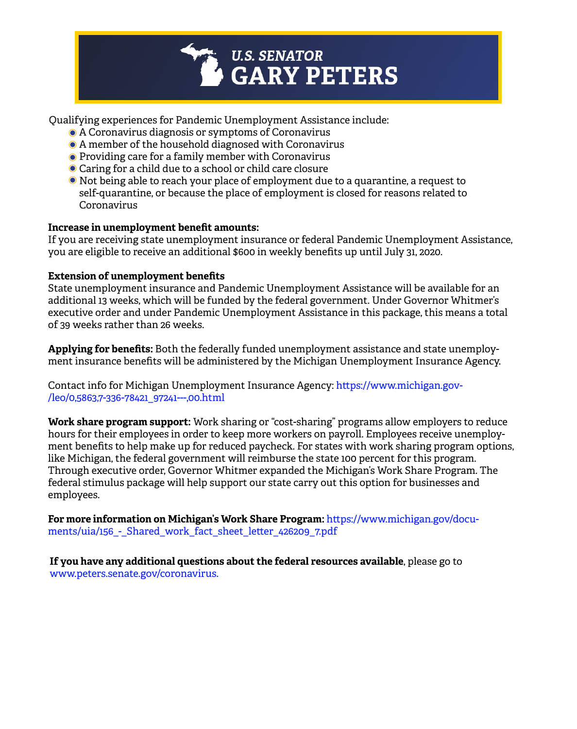Qualifying experiences for Pandemic Unemployment Assistance include:

- A Coronavirus diagnosis or symptoms of Coronavirus
- A member of the household diagnosed with Coronavirus
- Providing care for a family member with Coronavirus
- Caring for a child due to a school or child care closure
- Not being able to reach your place of employment due to a quarantine, a request to self-quarantine, or because the place of employment is closed for reasons related to Coronavirus

**Increase in unemployment benefit amounts:**
If you are receiving state unemployment insurance or federal Pandemic Unemployment Assistance, you are eligible to receive an additional $600 in weekly benefits up until July 31, 2020.

**Extension of unemployment benefits**
State unemployment insurance and Pandemic Unemployment Assistance will be available for an additional 13 weeks, which will be funded by the federal government. Under Governor Whitmer's executive order and under Pandemic Unemployment Assistance in this package, this means a total of 39 weeks rather than 26 weeks.

**Applying for benefits:** Both the federally funded unemployment assistance and state unemployment insurance benefits will be administered by the Michigan Unemployment Insurance Agency.

Contact info for Michigan Unemployment Insurance Agency: https://www.michigan.gov/leo/0,5863,7-336-78421_97241---,00.html

**Work share program support:** Work sharing or "cost-sharing" programs allow employers to reduce hours for their employees in order to keep more workers on payroll. Employees receive unemployment benefits to help make up for reduced paycheck. For states with work sharing program options, like Michigan, the federal government will reimburse the state 100 percent for this program. Through executive order, Governor Whitmer expanded the Michigan's Work Share Program. The federal stimulus package will help support our state carry out this option for businesses and employees.

**For more information on Michigan's Work Share Program:** https://www.michigan.gov/documents/uia/156_-_Shared_work_fact_sheet_letter_426209_7.pdf

**If you have any additional questions about the federal resources available**, please go to www.peters.senate.gov/coronavirus.